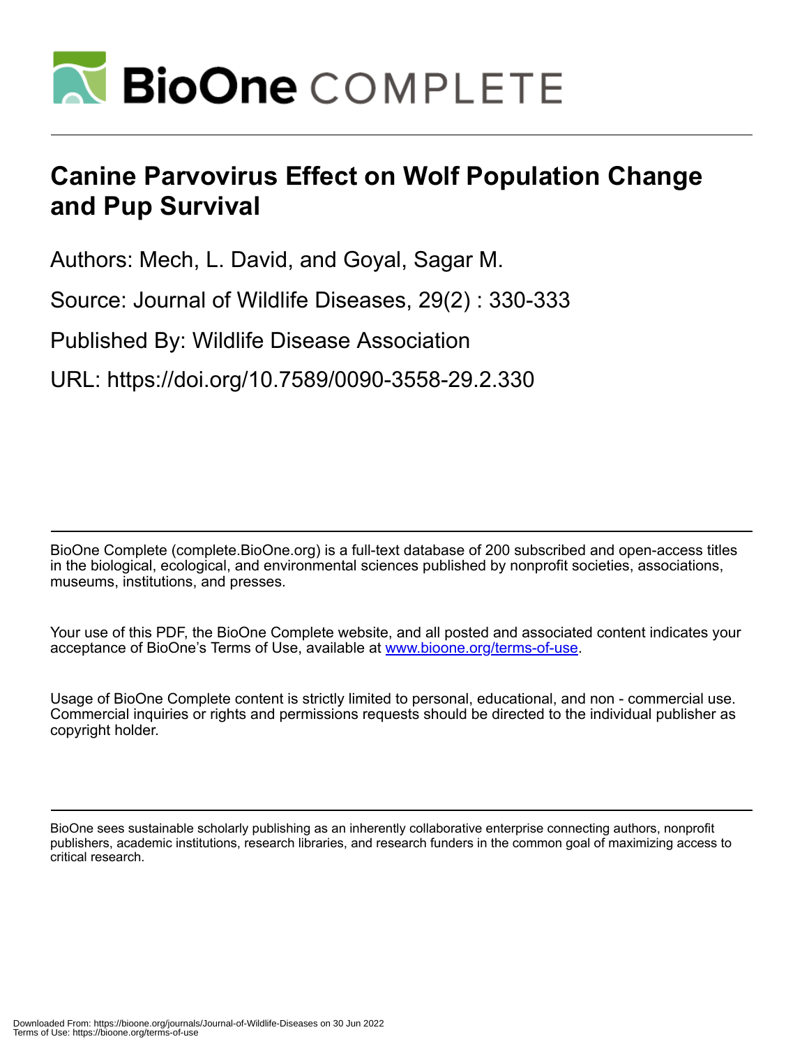# Canine Parvovirus Effect on Wolf Population Change and Pup Survival

Authors: Mech, L. David, and Goyal, Sagar M.

Source: Journal of Wildlife Diseases, 29(2) : 330-333

Published By: Wildlife Disease Association

URL: https://doi.org/10.7589/0090-3558-29.2.330

BioOne Complete (complete.BioOne.org) is a full-text database of 200 subscribed and open-access titles in the biological, ecological, and environmental sciences published by nonprofit societies, associations, museums, institutions, and presses.

Your use of this PDF, the BioOne Complete website, and all posted and associated content indicates your acceptance of BioOne's Terms of Use, available at www.bioone.org/terms-of-use.

Usage of BioOne Complete content is strictly limited to personal, educational, and non - commercial use. Commercial inquiries or rights and permissions requests should be directed to the individual publisher as copyright holder.

BioOne sees sustainable scholarly publishing as an inherently collaborative enterprise connecting authors, nonprofit publishers, academic institutions, research libraries, and research funders in the common goal of maximizing access to critical research.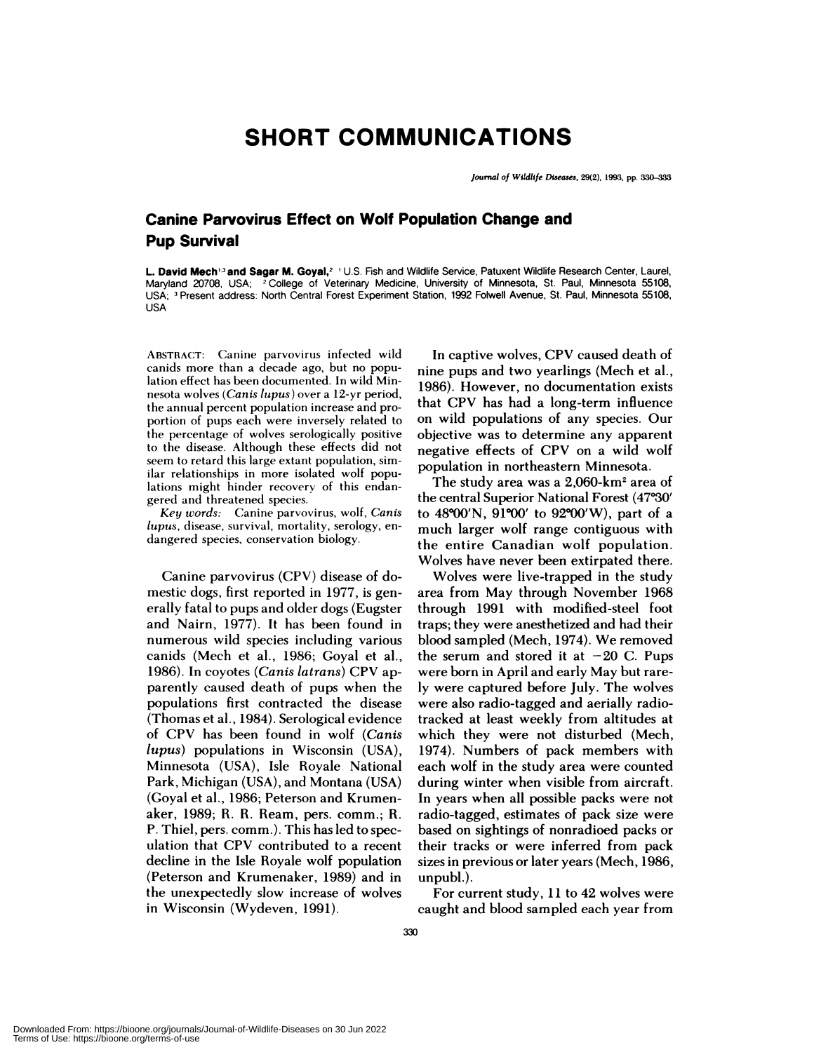# SHORT COMMUNICATIONS

## Canine Parvovirus Effect on Wolf Population Change and Pup Survival

**L. David Mech**[1,3] **and Sagar M. Goyal**,[2] [1] U.S. Fish and Wildlife Service, Patuxent Wildlife Research Center, Laurel, Maryland 20708, USA; [2] College of Veterinary Medicine, University of Minnesota, St. Paul, Minnesota 55108, USA; [3] Present address: North Central Forest Experiment Station, 1992 Folwell Avenue, St. Paul, Minnesota 55108, USA

ABSTRACT: Canine parvovirus infected wild canids more than a decade ago, but no population effect has been documented. In wild Minnesota wolves (*Canis lupus*) over a 12-yr period, the annual percent population increase and proportion of pups each were inversely related to the percentage of wolves serologically positive to the disease. Although these effects did not seem to retard this large extant population, similar relationships in more isolated wolf populations might hinder recovery of this endangered and threatened species.

*Key words:* Canine parvovirus, wolf, *Canis lupus*, disease, survival, mortality, serology, endangered species, conservation biology.

Canine parvovirus (CPV) disease of domestic dogs, first reported in 1977, is generally fatal to pups and older dogs (Eugster and Nairn, 1977). It has been found in numerous wild species including various canids (Mech et al., 1986; Goyal et al., 1986). In coyotes (*Canis latrans*) CPV apparently caused death of pups when the populations first contracted the disease (Thomas et al., 1984). Serological evidence of CPV has been found in wolf (*Canis lupus*) populations in Wisconsin (USA), Minnesota (USA), Isle Royale National Park, Michigan (USA), and Montana (USA) (Goyal et al., 1986; Peterson and Krumenaker, 1989; R. R. Ream, pers. comm.; R. P. Thiel, pers. comm.). This has led to speculation that CPV contributed to a recent decline in the Isle Royale wolf population (Peterson and Krumenaker, 1989) and in the unexpectedly slow increase of wolves in Wisconsin (Wydeven, 1991).

In captive wolves, CPV caused death of nine pups and two yearlings (Mech et al., 1986). However, no documentation exists that CPV has had a long-term influence on wild populations of any species. Our objective was to determine any apparent negative effects of CPV on a wild wolf population in northeastern Minnesota.

The study area was a 2,060-km² area of the central Superior National Forest (47°30′ to 48°00′N, 91°00′ to 92°00′W), part of a much larger wolf range contiguous with the entire Canadian wolf population. Wolves have never been extirpated there.

Wolves were live-trapped in the study area from May through November 1968 through 1991 with modified-steel foot traps; they were anesthetized and had their blood sampled (Mech, 1974). We removed the serum and stored it at −20 C. Pups were born in April and early May but rarely were captured before July. The wolves were also radio-tagged and aerially radio-tracked at least weekly from altitudes at which they were not disturbed (Mech, 1974). Numbers of pack members with each wolf in the study area were counted during winter when visible from aircraft. In years when all possible packs were not radio-tagged, estimates of pack size were based on sightings of nonradioed packs or their tracks or were inferred from pack sizes in previous or later years (Mech, 1986, unpubl.).

For current study, 11 to 42 wolves were caught and blood sampled each year from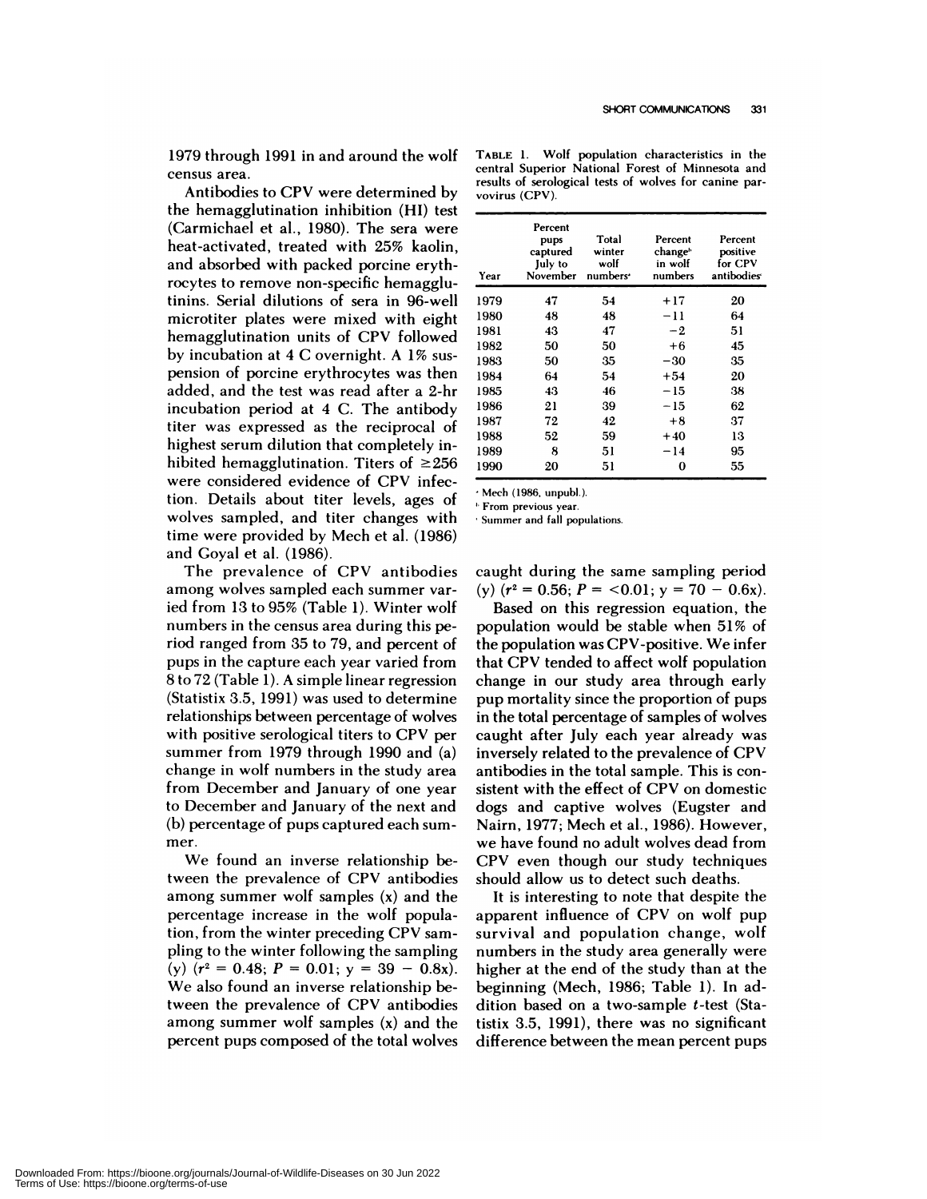1979 through 1991 in and around the wolf census area.

Antibodies to CPV were determined by the hemagglutination inhibition (HI) test (Carmichael et al., 1980). The sera were heat-activated, treated with 25% kaolin, and absorbed with packed porcine erythrocytes to remove non-specific hemagglutinins. Serial dilutions of sera in 96-well microtiter plates were mixed with eight hemagglutination units of CPV followed by incubation at 4 C overnight. A 1% suspension of porcine erythrocytes was then added, and the test was read after a 2-hr incubation period at 4 C. The antibody titer was expressed as the reciprocal of highest serum dilution that completely inhibited hemagglutination. Titers of ≥256 were considered evidence of CPV infection. Details about titer levels, ages of wolves sampled, and titer changes with time were provided by Mech et al. (1986) and Goyal et al. (1986).

The prevalence of CPV antibodies among wolves sampled each summer varied from 13 to 95% (Table 1). Winter wolf numbers in the census area during this period ranged from 35 to 79, and percent of pups in the capture each year varied from 8 to 72 (Table 1). A simple linear regression (Statistix 3.5, 1991) was used to determine relationships between percentage of wolves with positive serological titers to CPV per summer from 1979 through 1990 and (a) change in wolf numbers in the study area from December and January of one year to December and January of the next and (b) percentage of pups captured each summer.

We found an inverse relationship between the prevalence of CPV antibodies among summer wolf samples (x) and the percentage increase in the wolf population, from the winter preceding CPV sampling to the winter following the sampling (y) ($r^2 = 0.48$; $P = 0.01$; $y = 39 - 0.8x$). We also found an inverse relationship between the prevalence of CPV antibodies among summer wolf samples (x) and the percent pups composed of the total wolves caught during the same sampling period (y) ($r^2 = 0.56$; $P = <0.01$; $y = 70 - 0.6x$).

Based on this regression equation, the population would be stable when 51% of the population was CPV-positive. We infer that CPV tended to affect wolf population change in our study area through early pup mortality since the proportion of pups in the total percentage of samples of wolves caught after July each year already was inversely related to the prevalence of CPV antibodies in the total sample. This is consistent with the effect of CPV on domestic dogs and captive wolves (Eugster and Nairn, 1977; Mech et al., 1986). However, we have found no adult wolves dead from CPV even though our study techniques should allow us to detect such deaths.

It is interesting to note that despite the apparent influence of CPV on wolf pup survival and population change, wolf numbers in the study area generally were higher at the end of the study than at the beginning (Mech, 1986; Table 1). In addition based on a two-sample $t$-test (Statistix 3.5, 1991), there was no significant difference between the mean percent pups

TABLE 1. Wolf population characteristics in the central Superior National Forest of Minnesota and results of serological tests of wolves for canine parvovirus (CPV).

| Year | Percent pups captured July to November | Total winter wolf numbers[a] | Percent change[b] in wolf numbers | Percent positive for CPV antibodies[c] |
|---|---|---|---|---|
| 1979 | 47 | 54 | +17 | 20 |
| 1980 | 48 | 48 | −11 | 64 |
| 1981 | 43 | 47 | −2 | 51 |
| 1982 | 50 | 50 | +6 | 45 |
| 1983 | 50 | 35 | −30 | 35 |
| 1984 | 64 | 54 | +54 | 20 |
| 1985 | 43 | 46 | −15 | 38 |
| 1986 | 21 | 39 | −15 | 62 |
| 1987 | 72 | 42 | +8 | 37 |
| 1988 | 52 | 59 | +40 | 13 |
| 1989 | 8 | 51 | −14 | 95 |
| 1990 | 20 | 51 | 0 | 55 |

[a] Mech (1986, unpubl.).

[b] From previous year.

[c] Summer and fall populations.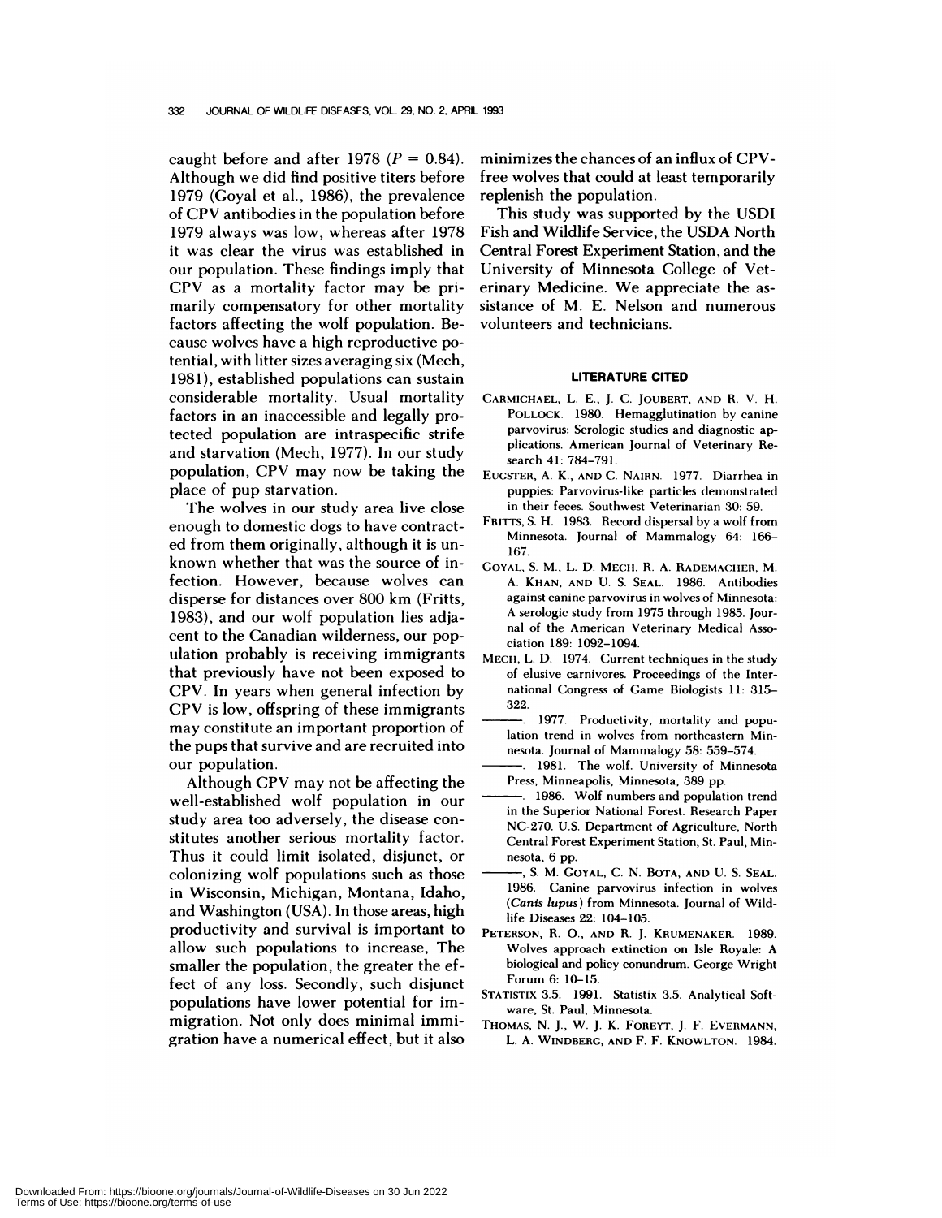caught before and after 1978 ($P = 0.84$). Although we did find positive titers before 1979 (Goyal et al., 1986), the prevalence of CPV antibodies in the population before 1979 always was low, whereas after 1978 it was clear the virus was established in our population. These findings imply that CPV as a mortality factor may be primarily compensatory for other mortality factors affecting the wolf population. Because wolves have a high reproductive potential, with litter sizes averaging six (Mech, 1981), established populations can sustain considerable mortality. Usual mortality factors in an inaccessible and legally protected population are intraspecific strife and starvation (Mech, 1977). In our study population, CPV may now be taking the place of pup starvation.

The wolves in our study area live close enough to domestic dogs to have contracted from them originally, although it is unknown whether that was the source of infection. However, because wolves can disperse for distances over 800 km (Fritts, 1983), and our wolf population lies adjacent to the Canadian wilderness, our population probably is receiving immigrants that previously have not been exposed to CPV. In years when general infection by CPV is low, offspring of these immigrants may constitute an important proportion of the pups that survive and are recruited into our population.

Although CPV may not be affecting the well-established wolf population in our study area too adversely, the disease constitutes another serious mortality factor. Thus it could limit isolated, disjunct, or colonizing wolf populations such as those in Wisconsin, Michigan, Montana, Idaho, and Washington (USA). In those areas, high productivity and survival is important to allow such populations to increase, The smaller the population, the greater the effect of any loss. Secondly, such disjunct populations have lower potential for immigration. Not only does minimal immigration have a numerical effect, but it also minimizes the chances of an influx of CPV-free wolves that could at least temporarily replenish the population.

This study was supported by the USDI Fish and Wildlife Service, the USDA North Central Forest Experiment Station, and the University of Minnesota College of Veterinary Medicine. We appreciate the assistance of M. E. Nelson and numerous volunteers and technicians.

## LITERATURE CITED

CARMICHAEL, L. E., J. C. JOUBERT, AND R. V. H. POLLOCK. 1980. Hemagglutination by canine parvovirus: Serologic studies and diagnostic applications. American Journal of Veterinary Research 41: 784–791.

EUGSTER, A. K., AND C. NAIRN. 1977. Diarrhea in puppies: Parvovirus-like particles demonstrated in their feces. Southwest Veterinarian 30: 59.

FRITTS, S. H. 1983. Record dispersal by a wolf from Minnesota. Journal of Mammalogy 64: 166–167.

GOYAL, S. M., L. D. MECH, R. A. RADEMACHER, M. A. KHAN, AND U. S. SEAL. 1986. Antibodies against canine parvovirus in wolves of Minnesota: A serologic study from 1975 through 1985. Journal of the American Veterinary Medical Association 189: 1092–1094.

MECH, L. D. 1974. Current techniques in the study of elusive carnivores. Proceedings of the International Congress of Game Biologists 11: 315–322.

———. 1977. Productivity, mortality and population trend in wolves from northeastern Minnesota. Journal of Mammalogy 58: 559–574.

———. 1981. The wolf. University of Minnesota Press, Minneapolis, Minnesota, 389 pp.

———. 1986. Wolf numbers and population trend in the Superior National Forest. Research Paper NC-270. U.S. Department of Agriculture, North Central Forest Experiment Station, St. Paul, Minnesota, 6 pp.

———, S. M. GOYAL, C. N. BOTA, AND U. S. SEAL. 1986. Canine parvovirus infection in wolves (*Canis lupus*) from Minnesota. Journal of Wildlife Diseases 22: 104–105.

PETERSON, R. O., AND R. J. KRUMENAKER. 1989. Wolves approach extinction on Isle Royale: A biological and policy conundrum. George Wright Forum 6: 10–15.

STATISTIX 3.5. 1991. Statistix 3.5. Analytical Software, St. Paul, Minnesota.

THOMAS, N. J., W. J. K. FOREYT, J. F. EVERMANN, L. A. WINDBERG, AND F. F. KNOWLTON. 1984.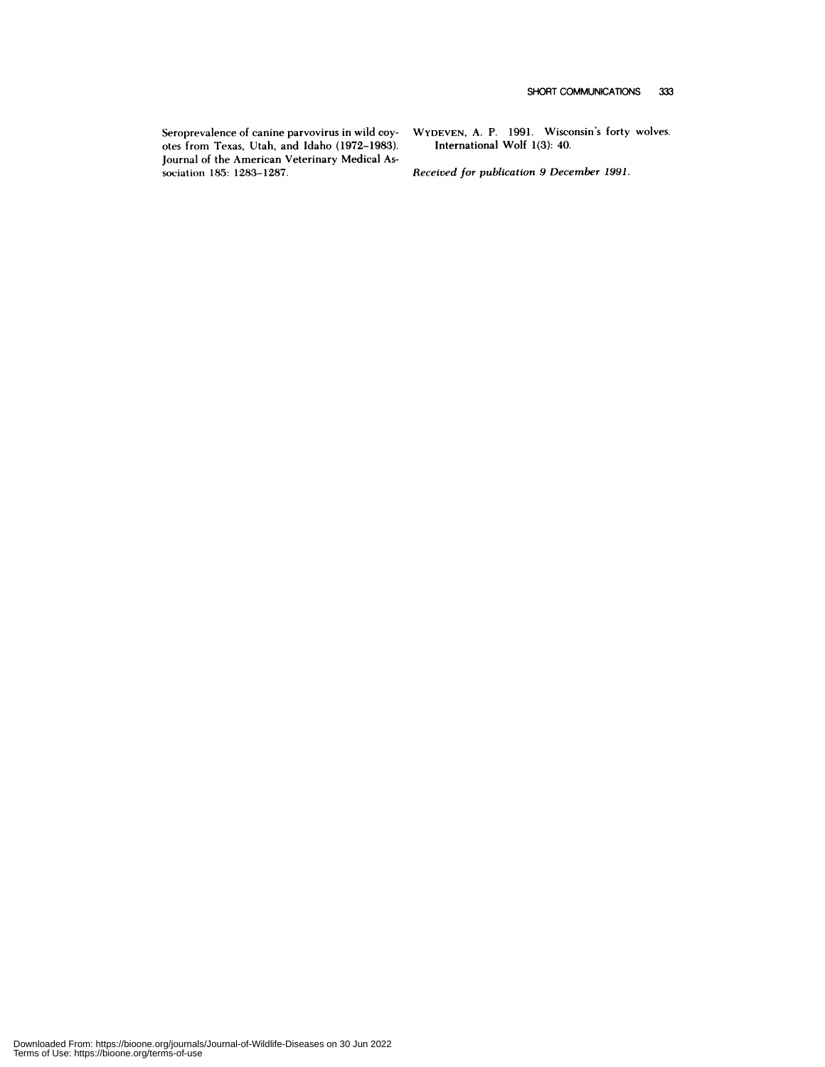Seroprevalence of canine parvovirus in wild coyotes from Texas, Utah, and Idaho (1972–1983). Journal of the American Veterinary Medical Association 185: 1283–1287.

WYDEVEN, A. P. 1991. Wisconsin's forty wolves. International Wolf 1(3): 40.

*Received for publication 9 December 1991.*